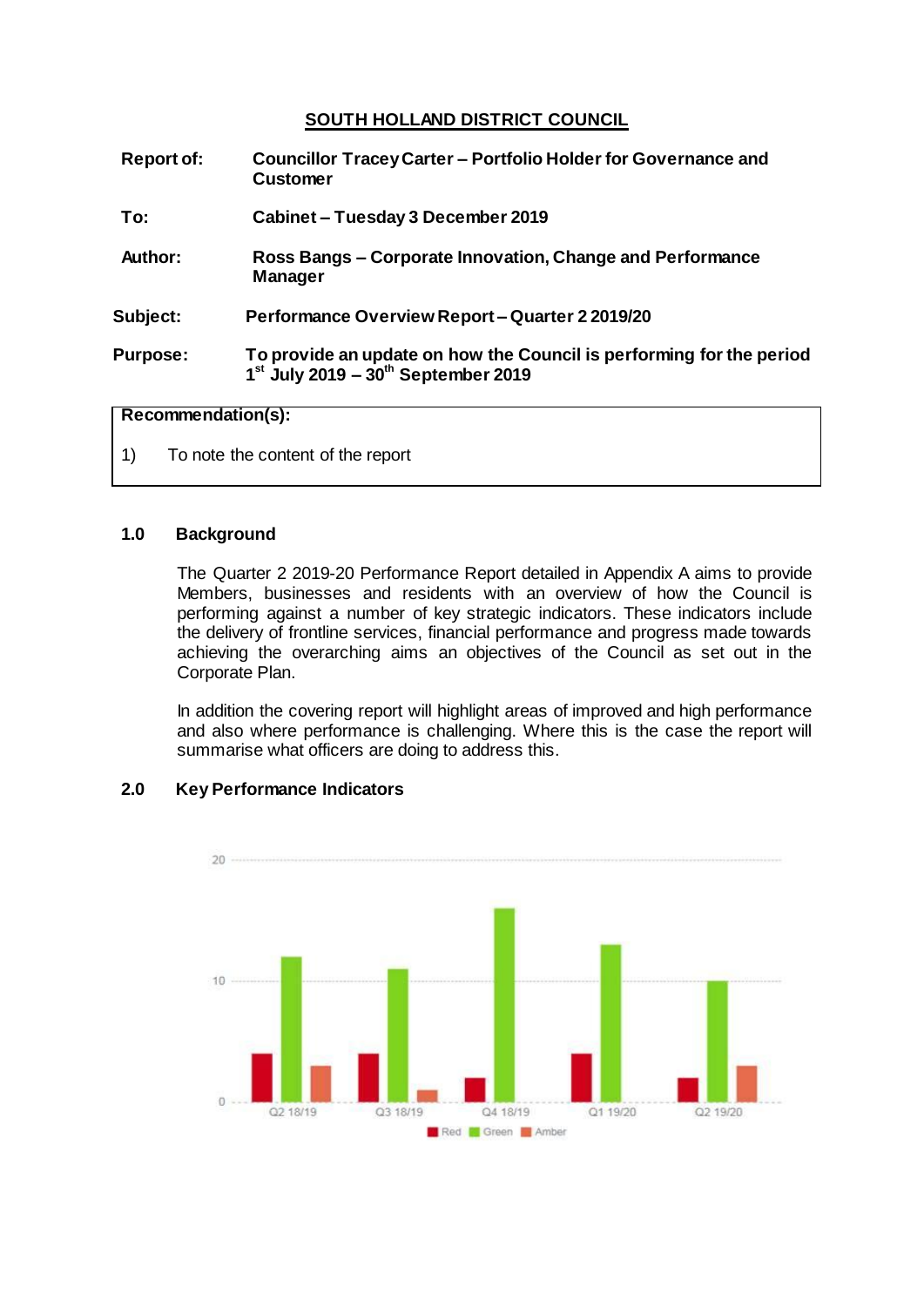## SOUTH HOLLAND DISTRICT COUNCIL

| | |
|---|---|
| **Report of:** | **Councillor Tracey Carter – Portfolio Holder for Governance and Customer** |
| **To:** | **Cabinet – Tuesday 3 December 2019** |
| **Author:** | **Ross Bangs – Corporate Innovation, Change and Performance Manager** |
| **Subject:** | **Performance Overview Report – Quarter 2 2019/20** |
| **Purpose:** | **To provide an update on how the Council is performing for the period 1st July 2019 – 30th September 2019** |

**Recommendation(s):**

1) To note the content of the report

### 1.0 Background

The Quarter 2 2019-20 Performance Report detailed in Appendix A aims to provide Members, businesses and residents with an overview of how the Council is performing against a number of key strategic indicators. These indicators include the delivery of frontline services, financial performance and progress made towards achieving the overarching aims an objectives of the Council as set out in the Corporate Plan.

In addition the covering report will highlight areas of improved and high performance and also where performance is challenging. Where this is the case the report will summarise what officers are doing to address this.

### 2.0 Key Performance Indicators

| | Red | Green | Amber |
|---|---|---|---|
| Q2 18/19 | 4 | 12 | 3 |
| Q3 18/19 | 4 | 11 | 1 |
| Q4 18/19 | 2 | 16 | 0 |
| Q1 19/20 | 4 | 13 | 0 |
| Q2 19/20 | 2 | 10 | 3 |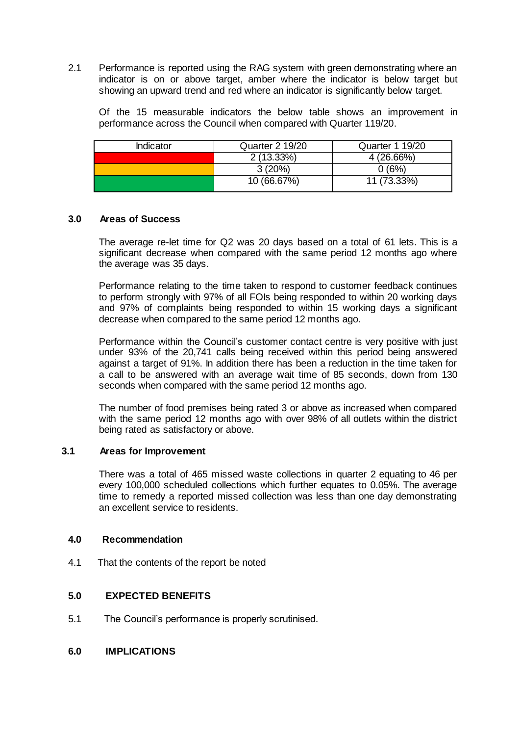2.1 Performance is reported using the RAG system with green demonstrating where an indicator is on or above target, amber where the indicator is below target but showing an upward trend and red where an indicator is significantly below target.

Of the 15 measurable indicators the below table shows an improvement in performance across the Council when compared with Quarter 119/20.

| Indicator | Quarter 2 19/20 | Quarter 1 19/20 |
|---|---|---|
| (Red) | 2 (13.33%) | 4 (26.66%) |
| (Amber) | 3 (20%) | 0 (6%) |
| (Green) | 10 (66.67%) | 11 (73.33%) |

### 3.0 Areas of Success

The average re-let time for Q2 was 20 days based on a total of 61 lets. This is a significant decrease when compared with the same period 12 months ago where the average was 35 days.

Performance relating to the time taken to respond to customer feedback continues to perform strongly with 97% of all FOIs being responded to within 20 working days and 97% of complaints being responded to within 15 working days a significant decrease when compared to the same period 12 months ago.

Performance within the Council's customer contact centre is very positive with just under 93% of the 20,741 calls being received within this period being answered against a target of 91%. In addition there has been a reduction in the time taken for a call to be answered with an average wait time of 85 seconds, down from 130 seconds when compared with the same period 12 months ago.

The number of food premises being rated 3 or above as increased when compared with the same period 12 months ago with over 98% of all outlets within the district being rated as satisfactory or above.

### 3.1 Areas for Improvement

There was a total of 465 missed waste collections in quarter 2 equating to 46 per every 100,000 scheduled collections which further equates to 0.05%. The average time to remedy a reported missed collection was less than one day demonstrating an excellent service to residents.

### 4.0 Recommendation

4.1 That the contents of the report be noted

### 5.0 EXPECTED BENEFITS

5.1 The Council's performance is properly scrutinised.

### 6.0 IMPLICATIONS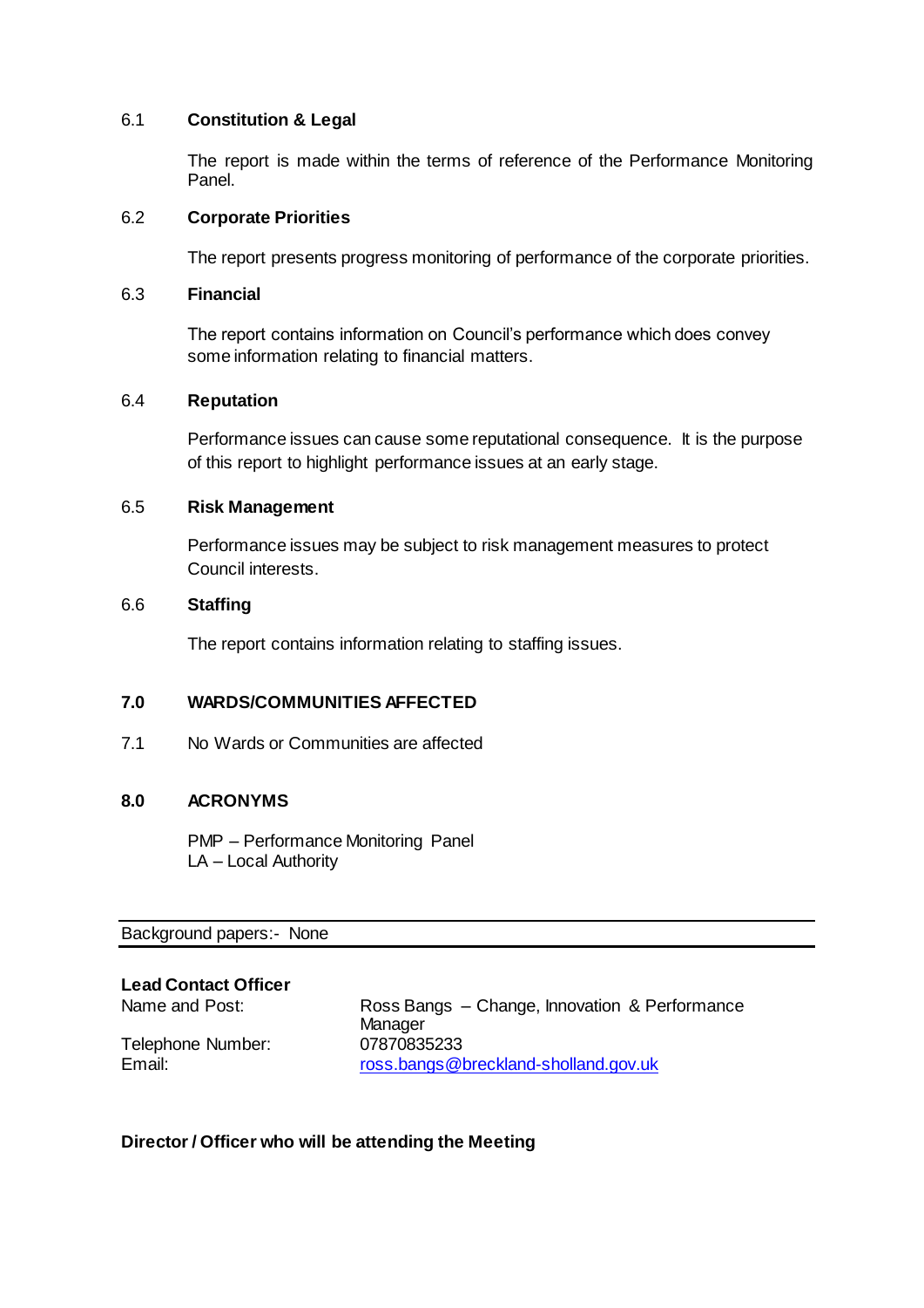6.1 **Constitution & Legal**

The report is made within the terms of reference of the Performance Monitoring Panel.

6.2 **Corporate Priorities**

The report presents progress monitoring of performance of the corporate priorities.

6.3 **Financial**

The report contains information on Council's performance which does convey some information relating to financial matters.

6.4 **Reputation**

Performance issues can cause some reputational consequence. It is the purpose of this report to highlight performance issues at an early stage.

6.5 **Risk Management**

Performance issues may be subject to risk management measures to protect Council interests.

6.6 **Staffing**

The report contains information relating to staffing issues.

## 7.0 WARDS/COMMUNITIES AFFECTED

7.1 No Wards or Communities are affected

## 8.0 ACRONYMS

PMP – Performance Monitoring Panel
LA – Local Authority

---

Background papers:- None

---

**Lead Contact Officer**

| | |
|---|---|
| Name and Post: | Ross Bangs – Change, Innovation & Performance Manager |
| Telephone Number: | 07870835233 |
| Email: | ross.bangs@breckland-sholland.gov.uk |

**Director / Officer who will be attending the Meeting**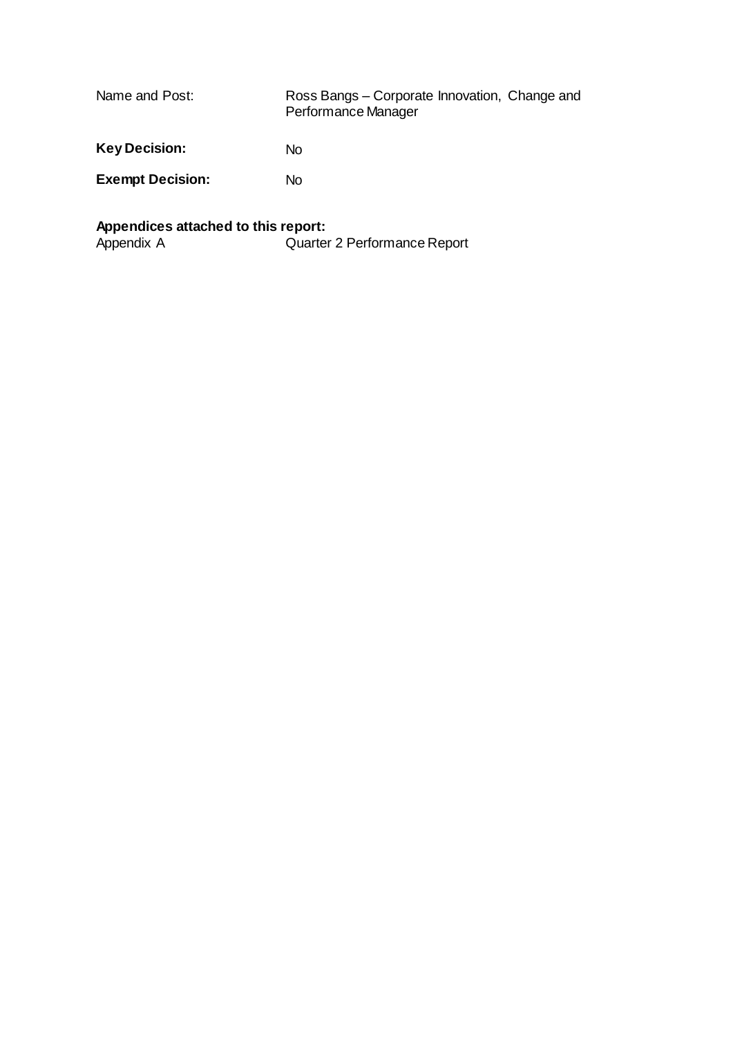| | |
|---|---|
| Name and Post: | Ross Bangs – Corporate Innovation, Change and Performance Manager |
| **Key Decision:** | No |
| **Exempt Decision:** | No |

**Appendices attached to this report:**

| | |
|---|---|
| Appendix A | Quarter 2 Performance Report |